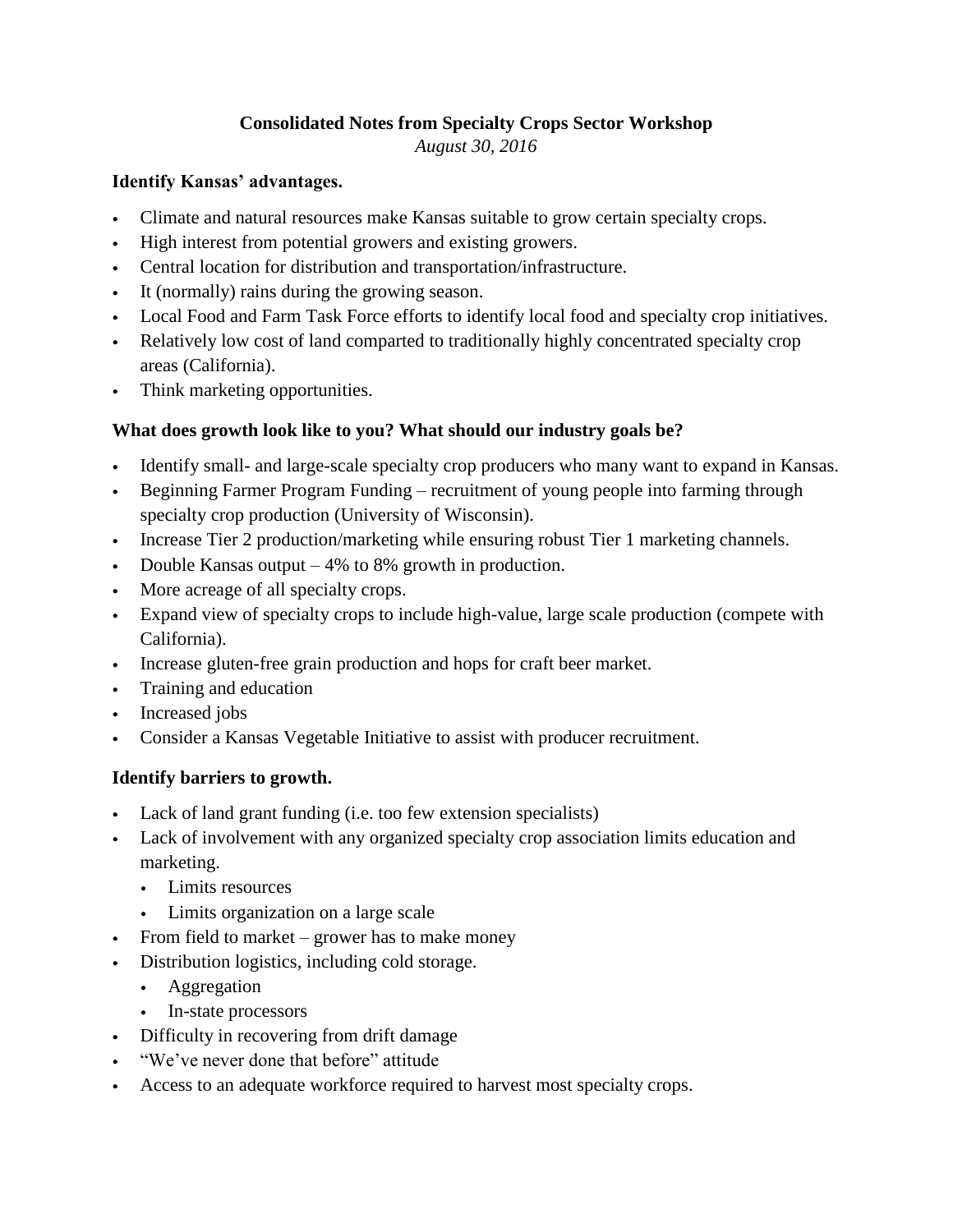**Consolidated Notes from Specialty Crops Sector Workshop**

*August 30, 2016*

**Identify Kansas' advantages.**

- Climate and natural resources make Kansas suitable to grow certain specialty crops.
- High interest from potential growers and existing growers.
- Central location for distribution and transportation/infrastructure.
- It (normally) rains during the growing season.
- Local Food and Farm Task Force efforts to identify local food and specialty crop initiatives.
- Relatively low cost of land comparted to traditionally highly concentrated specialty crop areas (California).
- Think marketing opportunities.

**What does growth look like to you? What should our industry goals be?**

- Identify small- and large-scale specialty crop producers who many want to expand in Kansas.
- Beginning Farmer Program Funding – recruitment of young people into farming through specialty crop production (University of Wisconsin).
- Increase Tier 2 production/marketing while ensuring robust Tier 1 marketing channels.
- Double Kansas output – 4% to 8% growth in production.
- More acreage of all specialty crops.
- Expand view of specialty crops to include high-value, large scale production (compete with California).
- Increase gluten-free grain production and hops for craft beer market.
- Training and education
- Increased jobs
- Consider a Kansas Vegetable Initiative to assist with producer recruitment.

**Identify barriers to growth.**

- Lack of land grant funding (i.e. too few extension specialists)
- Lack of involvement with any organized specialty crop association limits education and marketing.
  - Limits resources
  - Limits organization on a large scale
- From field to market – grower has to make money
- Distribution logistics, including cold storage.
  - Aggregation
  - In-state processors
- Difficulty in recovering from drift damage
- "We've never done that before" attitude
- Access to an adequate workforce required to harvest most specialty crops.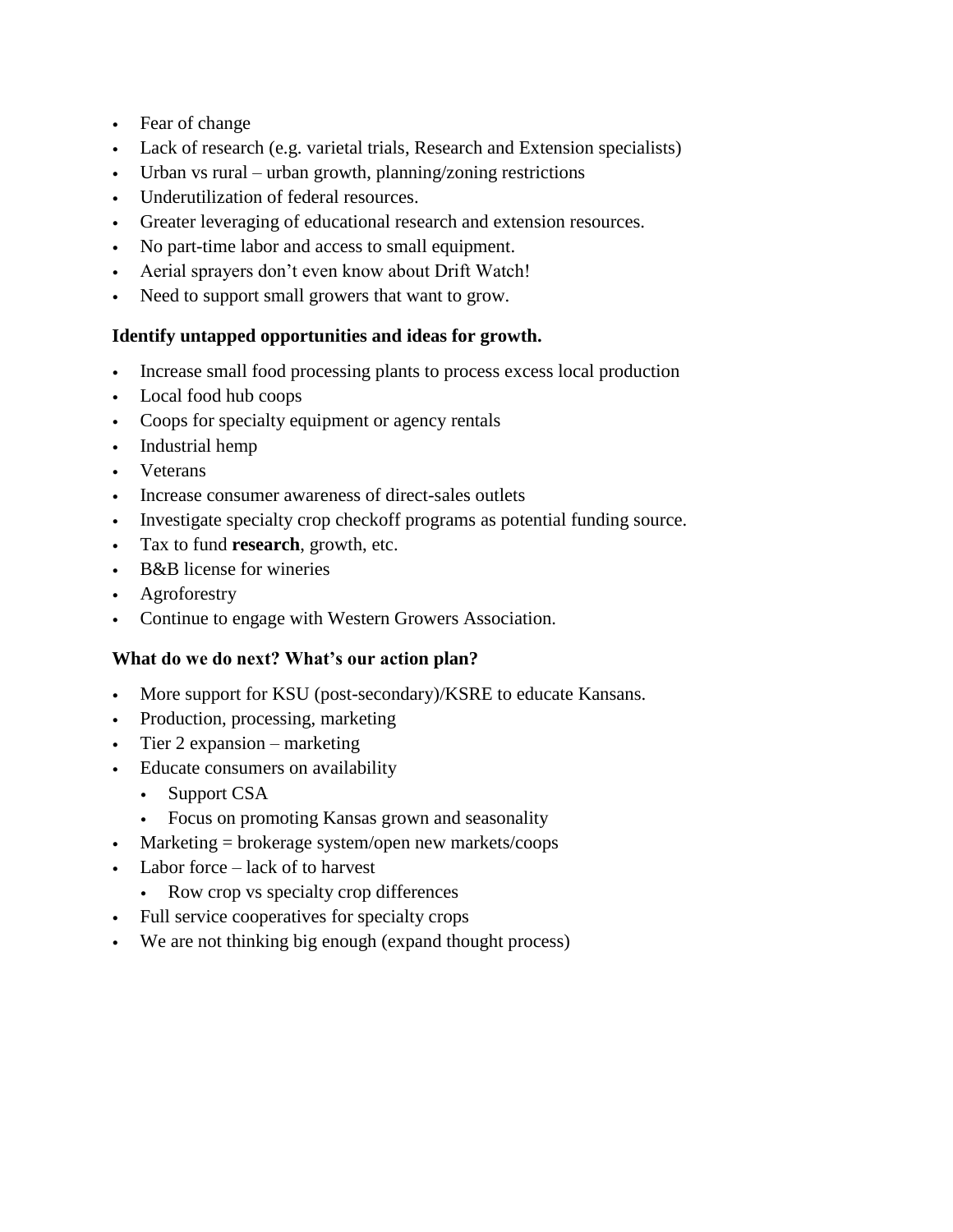- Fear of change
- Lack of research (e.g. varietal trials, Research and Extension specialists)
- Urban vs rural – urban growth, planning/zoning restrictions
- Underutilization of federal resources.
- Greater leveraging of educational research and extension resources.
- No part-time labor and access to small equipment.
- Aerial sprayers don't even know about Drift Watch!
- Need to support small growers that want to grow.

**Identify untapped opportunities and ideas for growth.**

- Increase small food processing plants to process excess local production
- Local food hub coops
- Coops for specialty equipment or agency rentals
- Industrial hemp
- Veterans
- Increase consumer awareness of direct-sales outlets
- Investigate specialty crop checkoff programs as potential funding source.
- Tax to fund **research**, growth, etc.
- B&B license for wineries
- Agroforestry
- Continue to engage with Western Growers Association.

**What do we do next? What's our action plan?**

- More support for KSU (post-secondary)/KSRE to educate Kansans.
- Production, processing, marketing
- Tier 2 expansion – marketing
- Educate consumers on availability
  - Support CSA
  - Focus on promoting Kansas grown and seasonality
- Marketing = brokerage system/open new markets/coops
- Labor force – lack of to harvest
  - Row crop vs specialty crop differences
- Full service cooperatives for specialty crops
- We are not thinking big enough (expand thought process)